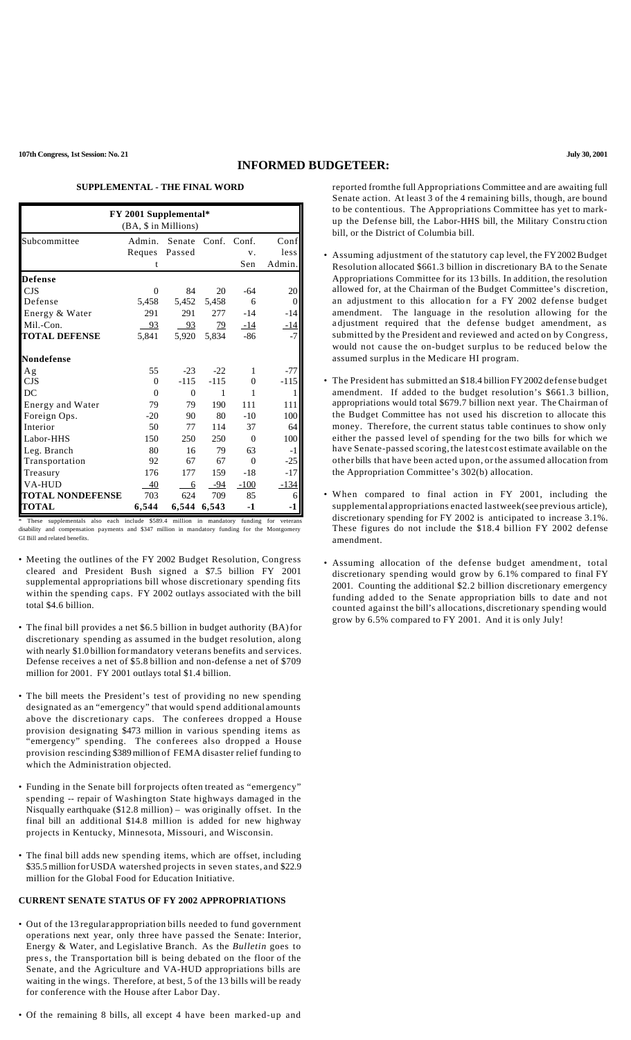# INFORMED BUDGETEER:

## SUPPLEMENTAL - THE FINAL WORD

| FY 2001 Supplemental* (BA, $ in Millions) | | | | | |
|---|---|---|---|---|---|
| Subcommittee | Admin. Request | Senate Passed | Conf. | Conf. v. Sen | Conf less Admin. |
| **Defense** | | | | | |
| CJS | 0 | 84 | 20 | -64 | 20 |
| Defense | 5,458 | 5,452 | 5,458 | 6 | 0 |
| Energy & Water | 291 | 291 | 277 | -14 | -14 |
| Mil.-Con. | 93 | 93 | 79 | -14 | -14 |
| **TOTAL DEFENSE** | 5,841 | 5,920 | 5,834 | -86 | -7 |
| **Nondefense** | | | | | |
| Ag | 55 | -23 | -22 | 1 | -77 |
| CJS | 0 | -115 | -115 | 0 | -115 |
| DC | 0 | 0 | 1 | 1 | 1 |
| Energy and Water | 79 | 79 | 190 | 111 | 111 |
| Foreign Ops. | -20 | 90 | 80 | -10 | 100 |
| Interior | 50 | 77 | 114 | 37 | 64 |
| Labor-HHS | 150 | 250 | 250 | 0 | 100 |
| Leg. Branch | 80 | 16 | 79 | 63 | -1 |
| Transportation | 92 | 67 | 67 | 0 | -25 |
| Treasury | 176 | 177 | 159 | -18 | -17 |
| VA-HUD | 40 | 6 | -94 | -100 | -134 |
| **TOTAL NONDEFENSE** | 703 | 624 | 709 | 85 | 6 |
| **TOTAL** | 6,544 | 6,544 | 6,543 | -1 | -1 |

\* These supplementals also each include $589.4 million in mandatory funding for veterans disability and compensation payments and $347 million in mandatory funding for the Montgomery GI Bill and related benefits.

- Meeting the outlines of the FY 2002 Budget Resolution, Congress cleared and President Bush signed a $7.5 billion FY 2001 supplemental appropriations bill whose discretionary spending fits within the spending caps. FY 2002 outlays associated with the bill total $4.6 billion.

- The final bill provides a net $6.5 billion in budget authority (BA) for discretionary spending as assumed in the budget resolution, along with nearly $1.0 billion for mandatory veterans benefits and services. Defense receives a net of $5.8 billion and non-defense a net of $709 million for 2001. FY 2001 outlays total $1.4 billion.

- The bill meets the President's test of providing no new spending designated as an "emergency" that would spend additional amounts above the discretionary caps. The conferees dropped a House provision designating $473 million in various spending items as "emergency" spending. The conferees also dropped a House provision rescinding $389 million of FEMA disaster relief funding to which the Administration objected.

- Funding in the Senate bill for projects often treated as "emergency" spending -- repair of Washington State highways damaged in the Nisqually earthquake ($12.8 million) – was originally offset. In the final bill an additional $14.8 million is added for new highway projects in Kentucky, Minnesota, Missouri, and Wisconsin.

- The final bill adds new spending items, which are offset, including $35.5 million for USDA watershed projects in seven states, and $22.9 million for the Global Food for Education Initiative.

## CURRENT SENATE STATUS OF FY 2002 APPROPRIATIONS

- Out of the 13 regular appropriation bills needed to fund government operations next year, only three have passed the Senate: Interior, Energy & Water, and Legislative Branch. As the *Bulletin* goes to press, the Transportation bill is being debated on the floor of the Senate, and the Agriculture and VA-HUD appropriations bills are waiting in the wings. Therefore, at best, 5 of the 13 bills will be ready for conference with the House after Labor Day.

- Of the remaining 8 bills, all except 4 have been marked-up and reported from the full Appropriations Committee and are awaiting full Senate action. At least 3 of the 4 remaining bills, though, are bound to be contentious. The Appropriations Committee has yet to mark-up the Defense bill, the Labor-HHS bill, the Military Construction bill, or the District of Columbia bill.

- Assuming adjustment of the statutory cap level, the FY 2002 Budget Resolution allocated $661.3 billion in discretionary BA to the Senate Appropriations Committee for its 13 bills. In addition, the resolution allowed for, at the Chairman of the Budget Committee's discretion, an adjustment to this allocation for a FY 2002 defense budget amendment. The language in the resolution allowing for the adjustment required that the defense budget amendment, as submitted by the President and reviewed and acted on by Congress, would not cause the on-budget surplus to be reduced below the assumed surplus in the Medicare HI program.

- The President has submitted an $18.4 billion FY 2002 defense budget amendment. If added to the budget resolution's $661.3 billion, appropriations would total $679.7 billion next year. The Chairman of the Budget Committee has not used his discretion to allocate this money. Therefore, the current status table continues to show only either the passed level of spending for the two bills for which we have Senate-passed scoring, the latest cost estimate available on the other bills that have been acted upon, or the assumed allocation from the Appropriation Committee's 302(b) allocation.

- When compared to final action in FY 2001, including the supplemental appropriations enacted last week (see previous article), discretionary spending for FY 2002 is anticipated to increase 3.1%. These figures do not include the $18.4 billion FY 2002 defense amendment.

- Assuming allocation of the defense budget amendment, total discretionary spending would grow by 6.1% compared to final FY 2001. Counting the additional $2.2 billion discretionary emergency funding added to the Senate appropriation bills to date and not counted against the bill's allocations, discretionary spending would grow by 6.5% compared to FY 2001. And it is only July!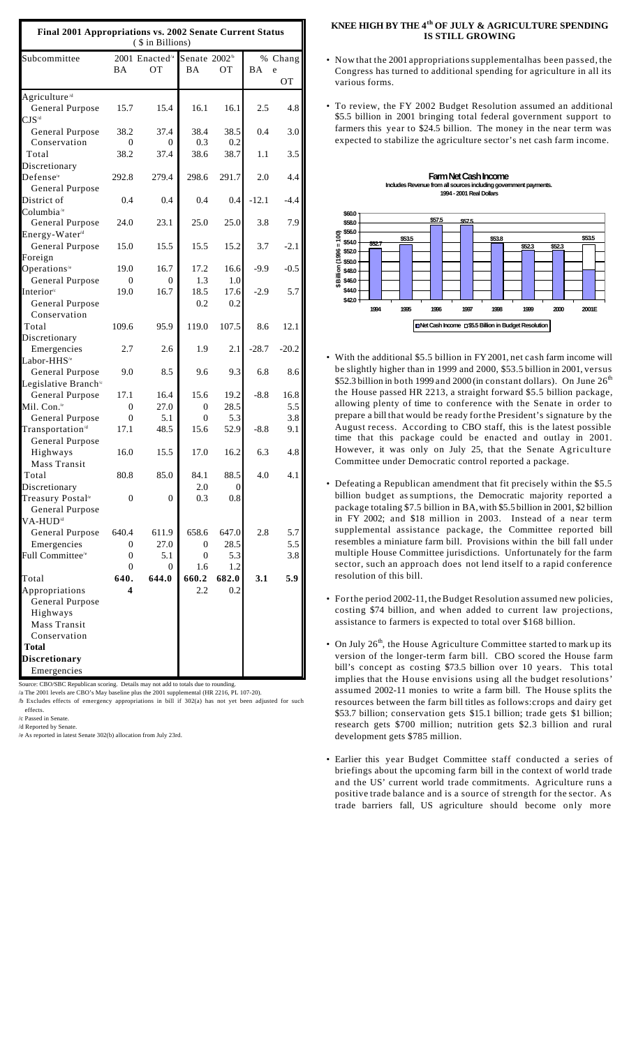| Final 2001 Appropriations vs. 2002 Senate Current Status ($ in Billions) | | | | | | |
|---|---|---|---|---|---|---|
| Subcommittee | 2001 Enacted[a] | | Senate 2002[b] | | % Change | |
| | BA | OT | BA | OT | BA | OT |
| Agriculture[d] | | | | | | |
| General Purpose | 15.7 | 15.4 | 16.1 | 16.1 | 2.5 | 4.8 |
| CJS[d] | | | | | | |
| General Purpose | 38.2 | 37.4 | 38.4 | 38.5 | 0.4 | 3.0 |
| Conservation | 0 | 0 | 0.3 | 0.2 | | |
| Total | 38.2 | 37.4 | 38.6 | 38.7 | 1.1 | 3.5 |
| Discretionary | | | | | | |
| Defense[e] | 292.8 | 279.4 | 298.6 | 291.7 | 2.0 | 4.4 |
| General Purpose | | | | | | |
| District of | 0.4 | 0.4 | 0.4 | 0.4 | -12.1 | -4.4 |
| Columbia[e] | | | | | | |
| General Purpose | 24.0 | 23.1 | 25.0 | 25.0 | 3.8 | 7.9 |
| Energy-Water[d] | | | | | | |
| General Purpose | 15.0 | 15.5 | 15.5 | 15.2 | 3.7 | -2.1 |
| Foreign | | | | | | |
| Operations[e] | 19.0 | 16.7 | 17.2 | 16.6 | -9.9 | -0.5 |
| General Purpose | 0 | 0 | 1.3 | 1.0 | | |
| Interior[c] | 19.0 | 16.7 | 18.5 | 17.6 | -2.9 | 5.7 |
| General Purpose | | | 0.2 | 0.2 | | |
| Conservation | | | | | | |
| Total | 109.6 | 95.9 | 119.0 | 107.5 | 8.6 | 12.1 |
| Discretionary | | | | | | |
| Emergencies | 2.7 | 2.6 | 1.9 | 2.1 | -28.7 | -20.2 |
| Labor-HHS[e] | | | | | | |
| General Purpose | 9.0 | 8.5 | 9.6 | 9.3 | 6.8 | 8.6 |
| Legislative Branch[c] | | | | | | |
| General Purpose | 17.1 | 16.4 | 15.6 | 19.2 | -8.8 | 16.8 |
| Mil. Con.[e] | 0 | 27.0 | 0 | 28.5 | | 5.5 |
| General Purpose | 0 | 5.1 | 0 | 5.3 | | 3.8 |
| Transportation[d] | 17.1 | 48.5 | 15.6 | 52.9 | -8.8 | 9.1 |
| General Purpose | | | | | | |
| Highways | 16.0 | 15.5 | 17.0 | 16.2 | 6.3 | 4.8 |
| Mass Transit | | | | | | |
| Total | 80.8 | 85.0 | 84.1 | 88.5 | 4.0 | 4.1 |
| Discretionary | | | 2.0 | 0 | | |
| Treasury Postal[e] | 0 | 0 | 0.3 | 0.8 | | |
| General Purpose | | | | | | |
| VA-HUD[d] | | | | | | |
| General Purpose | 640.4 | 611.9 | 658.6 | 647.0 | 2.8 | 5.7 |
| Emergencies | 0 | 27.0 | 0 | 28.5 | | 5.5 |
| Full Committee[e] | 0 | 5.1 | 0 | 5.3 | | 3.8 |
| | 0 | 0 | 1.6 | 1.2 | | |
| Total | **640.** | **644.0** | **660.2** | **682.0** | **3.1** | **5.9** |
| Appropriations | **4** | | 2.2 | 0.2 | | |
| General Purpose | | | | | | |
| Highways | | | | | | |
| Mass Transit | | | | | | |
| Conservation | | | | | | |
| **Total** | | | | | | |
| **Discretionary** | | | | | | |
| Emergencies | | | | | | |

Source: CBO/SBC Republican scoring. Details may not add to totals due to rounding.
/a The 2001 levels are CBO's May baseline plus the 2001 supplemental (HR 2216, PL 107-20).
/b Excludes effects of emergency appropriations in bill if 302(a) has not yet been adjusted for such effects.
/c Passed in Senate.
/d Reported by Senate.
/e As reported in latest Senate 302(b) allocation from July 23rd.

## KNEE HIGH BY THE 4th OF JULY & AGRICULTURE SPENDING IS STILL GROWING

- Now that the 2001 appropriations supplemental has been passed, the Congress has turned to additional spending for agriculture in all its various forms.

- To review, the FY 2002 Budget Resolution assumed an additional $5.5 billion in 2001 bringing total federal government support to farmers this year to $24.5 billion. The money in the near term was expected to stabilize the agriculture sector's net cash farm income.

**Farm Net Cash Income**
Includes Revenue from all sources including government payments.
1994 - 2001 Real Dollars

| Year | $ Billion (1996 = 100) |
|---|---|
| 1994 | $52.7 |
| 1995 | $53.5 |
| 1996 | $57.5 |
| 1997 | $57.5 |
| 1998 | $53.8 |
| 1999 | $52.3 |
| 2000 | $52.3 |
| 2001E | $53.5 |

Net Cash Income; $5.5 Billion in Budget Resolution

- With the additional $5.5 billion in FY 2001, net cash farm income will be slightly higher than in 1999 and 2000, $53.5 billion in 2001, versus $52.3 billion in both 1999 and 2000 (in constant dollars). On June 26th the House passed HR 2213, a straight forward $5.5 billion package, allowing plenty of time to conference with the Senate in order to prepare a bill that would be ready for the President's signature by the August recess. According to CBO staff, this is the latest possible time that this package could be enacted and outlay in 2001. However, it was only on July 25, that the Senate Agriculture Committee under Democratic control reported a package.

- Defeating a Republican amendment that fit precisely within the $5.5 billion budget assumptions, the Democratic majority reported a package totaling $7.5 billion in BA, with $5.5 billion in 2001, $2 billion in FY 2002; and $18 million in 2003. Instead of a near term supplemental assistance package, the Committee reported bill resembles a miniature farm bill. Provisions within the bill fall under multiple House Committee jurisdictions. Unfortunately for the farm sector, such an approach does not lend itself to a rapid conference resolution of this bill.

- For the period 2002-11, the Budget Resolution assumed new policies, costing $74 billion, and when added to current law projections, assistance to farmers is expected to total over $168 billion.

- On July 26th, the House Agriculture Committee started to mark up its version of the longer-term farm bill. CBO scored the House farm bill's concept as costing $73.5 billion over 10 years. This total implies that the House envisions using all the budget resolutions' assumed 2002-11 monies to write a farm bill. The House splits the resources between the farm bill titles as follows: crops and dairy get $53.7 billion; conservation gets $15.1 billion; trade gets $1 billion; research gets $700 million; nutrition gets $2.3 billion and rural development gets $785 million.

- Earlier this year Budget Committee staff conducted a series of briefings about the upcoming farm bill in the context of world trade and the US' current world trade commitments. Agriculture runs a positive trade balance and is a source of strength for the sector. As trade barriers fall, US agriculture should become only more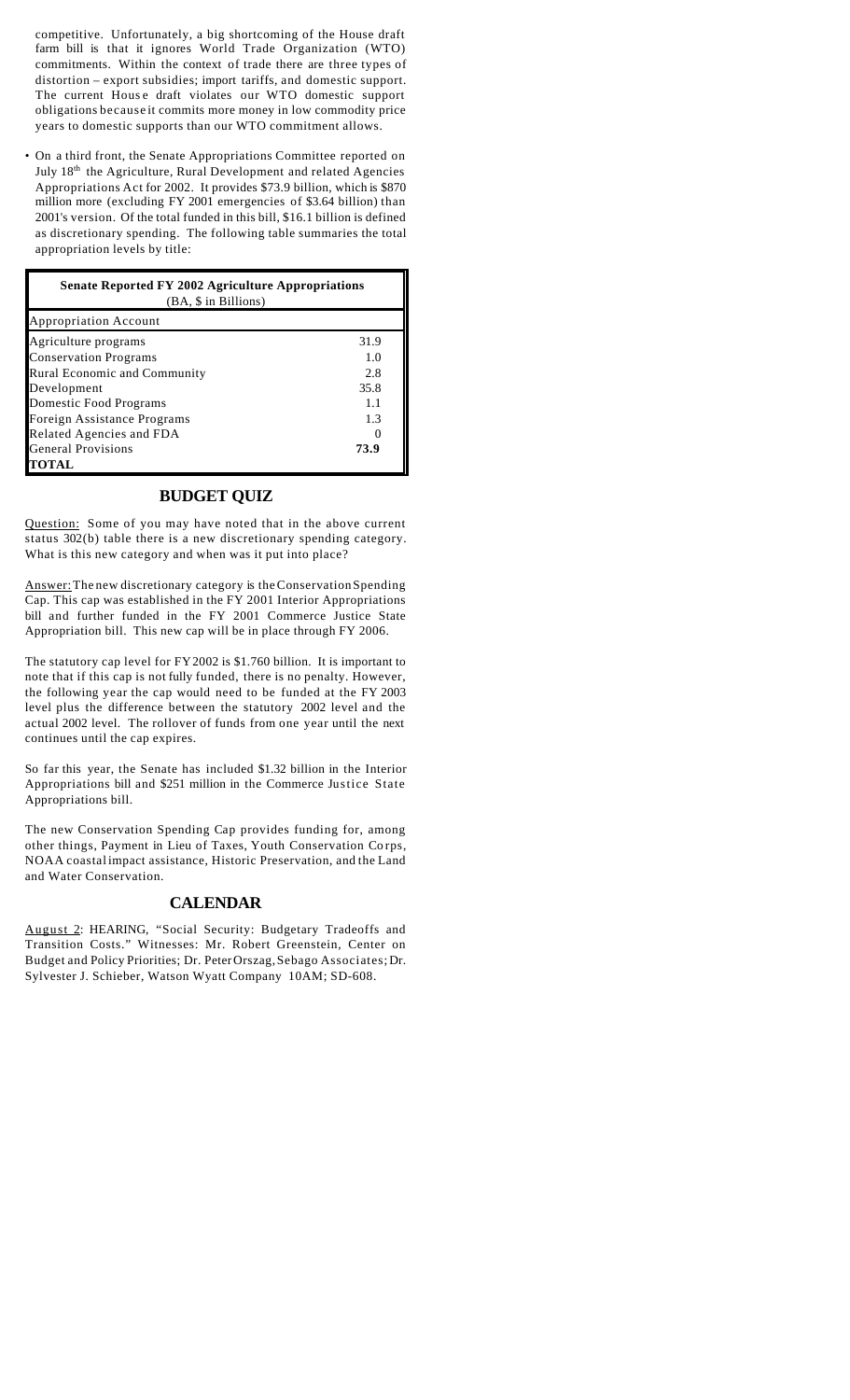competitive. Unfortunately, a big shortcoming of the House draft farm bill is that it ignores World Trade Organization (WTO) commitments. Within the context of trade there are three types of distortion – export subsidies; import tariffs, and domestic support. The current House draft violates our WTO domestic support obligations because it commits more money in low commodity price years to domestic supports than our WTO commitment allows.

- On a third front, the Senate Appropriations Committee reported on July 18th the Agriculture, Rural Development and related Agencies Appropriations Act for 2002. It provides $73.9 billion, which is $870 million more (excluding FY 2001 emergencies of $3.64 billion) than 2001's version. Of the total funded in this bill, $16.1 billion is defined as discretionary spending. The following table summaries the total appropriation levels by title:

| **Senate Reported FY 2002 Agriculture Appropriations** (BA, $ in Billions) | |
|---|---|
| Appropriation Account | |
| Agriculture programs | 31.9 |
| Conservation Programs | 1.0 |
| Rural Economic and Community | 2.8 |
| Development | 35.8 |
| Domestic Food Programs | 1.1 |
| Foreign Assistance Programs | 1.3 |
| Related Agencies and FDA | 0 |
| General Provisions | **73.9** |
| **TOTAL** | |

## BUDGET QUIZ

Question: Some of you may have noted that in the above current status 302(b) table there is a new discretionary spending category. What is this new category and when was it put into place?

Answer: The new discretionary category is the Conservation Spending Cap. This cap was established in the FY 2001 Interior Appropriations bill and further funded in the FY 2001 Commerce Justice State Appropriation bill. This new cap will be in place through FY 2006.

The statutory cap level for FY2002 is $1.760 billion. It is important to note that if this cap is not fully funded, there is no penalty. However, the following year the cap would need to be funded at the FY 2003 level plus the difference between the statutory 2002 level and the actual 2002 level. The rollover of funds from one year until the next continues until the cap expires.

So far this year, the Senate has included $1.32 billion in the Interior Appropriations bill and $251 million in the Commerce Justice State Appropriations bill.

The new Conservation Spending Cap provides funding for, among other things, Payment in Lieu of Taxes, Youth Conservation Corps, NOAA coastal impact assistance, Historic Preservation, and the Land and Water Conservation.

## CALENDAR

August 2: HEARING, "Social Security: Budgetary Tradeoffs and Transition Costs." Witnesses: Mr. Robert Greenstein, Center on Budget and Policy Priorities; Dr. Peter Orszag, Sebago Associates; Dr. Sylvester J. Schieber, Watson Wyatt Company 10AM; SD-608.